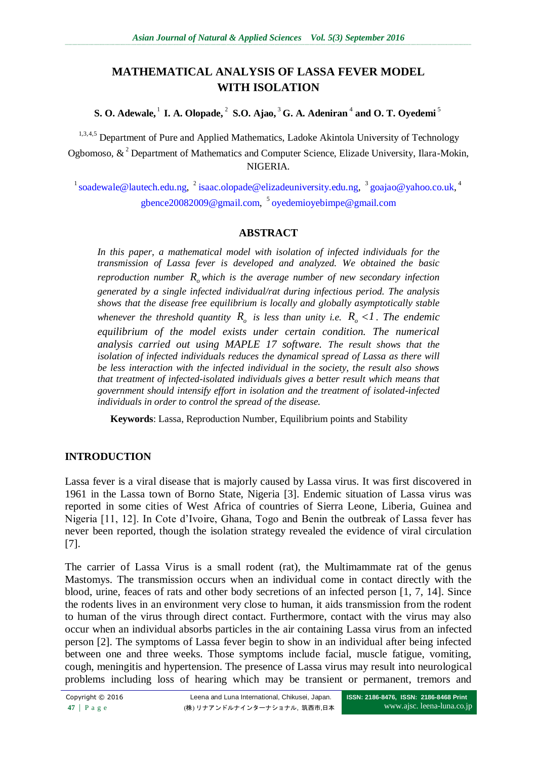# MATHEMATICAL ANALYSIS OF LASSA FEVER MODEL WITH ISOLATION

**S. O. Adewale,[1] I. A. Olopade,[2] S.O. Ajao,[3] G. A. Adeniran[4] and O. T. Oyedemi[5]**

[1,3,4,5] Department of Pure and Applied Mathematics, Ladoke Akintola University of Technology Ogbomoso, & [2] Department of Mathematics and Computer Science, Elizade University, Ilara-Mokin, NIGERIA.

[1] soadewale@lautech.edu.ng, [2] isaac.olopade@elizadeuniversity.edu.ng, [3] goajao@yahoo.co.uk, [4] gbence20082009@gmail.com, [5] oyedemioyebimpe@gmail.com

## ABSTRACT

*In this paper, a mathematical model with isolation of infected individuals for the transmission of Lassa fever is developed and analyzed. We obtained the basic reproduction number $R_o$ which is the average number of new secondary infection generated by a single infected individual/rat during infectious period. The analysis shows that the disease free equilibrium is locally and globally asymptotically stable whenever the threshold quantity $R_o$ is less than unity i.e. $R_o < 1$. The endemic equilibrium of the model exists under certain condition. The numerical analysis carried out using MAPLE 17 software. The result shows that the isolation of infected individuals reduces the dynamical spread of Lassa as there will be less interaction with the infected individual in the society, the result also shows that treatment of infected-isolated individuals gives a better result which means that government should intensify effort in isolation and the treatment of isolated-infected individuals in order to control the spread of the disease.*

**Keywords**: Lassa, Reproduction Number, Equilibrium points and Stability

## INTRODUCTION

Lassa fever is a viral disease that is majorly caused by Lassa virus. It was first discovered in 1961 in the Lassa town of Borno State, Nigeria [3]. Endemic situation of Lassa virus was reported in some cities of West Africa of countries of Sierra Leone, Liberia, Guinea and Nigeria [11, 12]. In Cote d'Ivoire, Ghana, Togo and Benin the outbreak of Lassa fever has never been reported, though the isolation strategy revealed the evidence of viral circulation [7].

The carrier of Lassa Virus is a small rodent (rat), the Multimammate rat of the genus Mastomys. The transmission occurs when an individual come in contact directly with the blood, urine, feaces of rats and other body secretions of an infected person [1, 7, 14]. Since the rodents lives in an environment very close to human, it aids transmission from the rodent to human of the virus through direct contact. Furthermore, contact with the virus may also occur when an individual absorbs particles in the air containing Lassa virus from an infected person [2]. The symptoms of Lassa fever begin to show in an individual after being infected between one and three weeks. Those symptoms include facial, muscle fatigue, vomiting, cough, meningitis and hypertension. The presence of Lassa virus may result into neurological problems including loss of hearing which may be transient or permanent, tremors and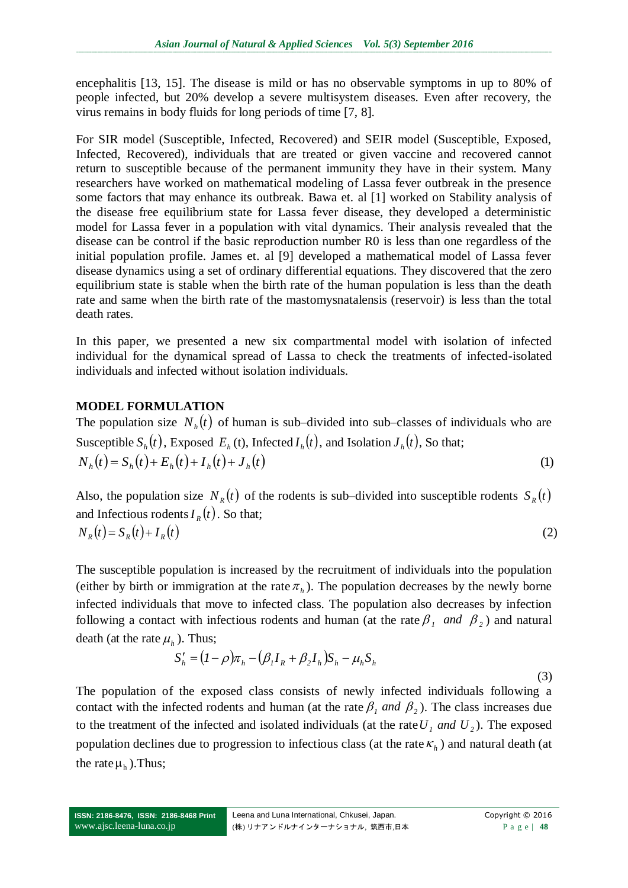encephalitis [13, 15]. The disease is mild or has no observable symptoms in up to 80% of people infected, but 20% develop a severe multisystem diseases. Even after recovery, the virus remains in body fluids for long periods of time [7, 8].

For SIR model (Susceptible, Infected, Recovered) and SEIR model (Susceptible, Exposed, Infected, Recovered), individuals that are treated or given vaccine and recovered cannot return to susceptible because of the permanent immunity they have in their system. Many researchers have worked on mathematical modeling of Lassa fever outbreak in the presence some factors that may enhance its outbreak. Bawa et. al [1] worked on Stability analysis of the disease free equilibrium state for Lassa fever disease, they developed a deterministic model for Lassa fever in a population with vital dynamics. Their analysis revealed that the disease can be control if the basic reproduction number R0 is less than one regardless of the initial population profile. James et. al [9] developed a mathematical model of Lassa fever disease dynamics using a set of ordinary differential equations. They discovered that the zero equilibrium state is stable when the birth rate of the human population is less than the death rate and same when the birth rate of the mastomysnatalensis (reservoir) is less than the total death rates.

In this paper, we presented a new six compartmental model with isolation of infected individual for the dynamical spread of Lassa to check the treatments of infected-isolated individuals and infected without isolation individuals.

## MODEL FORMULATION

The population size $N_h(t)$ of human is sub–divided into sub–classes of individuals who are Susceptible $S_h(t)$, Exposed $E_h$ (t), Infected $I_h(t)$, and Isolation $J_h(t)$, So that;

$$N_h(t) = S_h(t) + E_h(t) + I_h(t) + J_h(t) \tag{1}$$

Also, the population size $N_R(t)$ of the rodents is sub–divided into susceptible rodents $S_R(t)$ and Infectious rodents $I_R(t)$. So that;

$$N_R(t) = S_R(t) + I_R(t) \tag{2}$$

The susceptible population is increased by the recruitment of individuals into the population (either by birth or immigration at the rate $\pi_h$). The population decreases by the newly borne infected individuals that move to infected class. The population also decreases by infection following a contact with infectious rodents and human (at the rate $\beta_1$ *and* $\beta_2$) and natural death (at the rate $\mu_h$). Thus;

$$S_h' = (1-\rho)\pi_h - (\beta_1 I_R + \beta_2 I_h)S_h - \mu_h S_h \tag{3}$$

The population of the exposed class consists of newly infected individuals following a contact with the infected rodents and human (at the rate $\beta_1$ *and* $\beta_2$). The class increases due to the treatment of the infected and isolated individuals (at the rate $U_1$ *and* $U_2$). The exposed population declines due to progression to infectious class (at the rate $\kappa_h$) and natural death (at the rate $\mu_h$).Thus;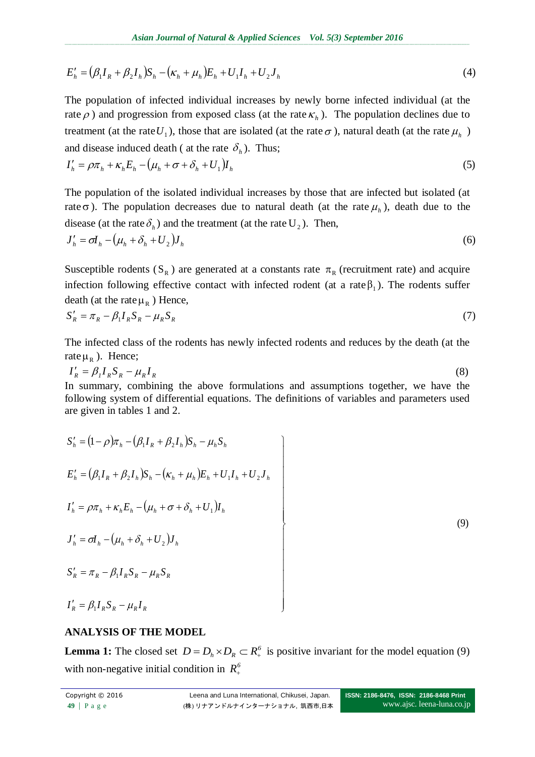$$E_h' = (\beta_1 I_R + \beta_2 I_h)S_h - (\kappa_h + \mu_h)E_h + U_1 I_h + U_2 J_h \tag{4}$$

The population of infected individual increases by newly borne infected individual (at the rate $\rho$) and progression from exposed class (at the rate $\kappa_h$). The population declines due to treatment (at the rate $U_1$), those that are isolated (at the rate $\sigma$), natural death (at the rate $\mu_h$) and disease induced death ( at the rate $\delta_h$). Thus;

$$I_h' = \rho\pi_h + \kappa_h E_h - (\mu_h + \sigma + \delta_h + U_1)I_h \tag{5}$$

The population of the isolated individual increases by those that are infected but isolated (at rate $\sigma$). The population decreases due to natural death (at the rate $\mu_h$), death due to the disease (at the rate $\delta_h$) and the treatment (at the rate $U_2$). Then,

$$J_h' = \sigma I_h - (\mu_h + \delta_h + U_2)J_h \tag{6}$$

Susceptible rodents ($S_R$) are generated at a constants rate $\pi_R$ (recruitment rate) and acquire infection following effective contact with infected rodent (at a rate $\beta_1$). The rodents suffer death (at the rate $\mu_R$) Hence,

$$S_R' = \pi_R - \beta_1 I_R S_R - \mu_R S_R \tag{7}$$

The infected class of the rodents has newly infected rodents and reduces by the death (at the rate $\mu_R$). Hence;

$$I_R' = \beta_1 I_R S_R - \mu_R I_R \tag{8}$$

In summary, combining the above formulations and assumptions together, we have the following system of differential equations. The definitions of variables and parameters used are given in tables 1 and 2.

$$\left.\begin{aligned}
S_h' &= (1-\rho)\pi_h - (\beta_1 I_R + \beta_2 I_h)S_h - \mu_h S_h \\
E_h' &= (\beta_1 I_R + \beta_2 I_h)S_h - (\kappa_h + \mu_h)E_h + U_1 I_h + U_2 J_h \\
I_h' &= \rho\pi_h + \kappa_h E_h - (\mu_h + \sigma + \delta_h + U_1)I_h \\
J_h' &= \sigma I_h - (\mu_h + \delta_h + U_2)J_h \\
S_R' &= \pi_R - \beta_1 I_R S_R - \mu_R S_R \\
I_R' &= \beta_1 I_R S_R - \mu_R I_R
\end{aligned}\right\} \tag{9}$$

## ANALYSIS OF THE MODEL

**Lemma 1:** The closed set $D = D_h \times D_R \subset R_+^6$ is positive invariant for the model equation (9) with non-negative initial condition in $R_+^6$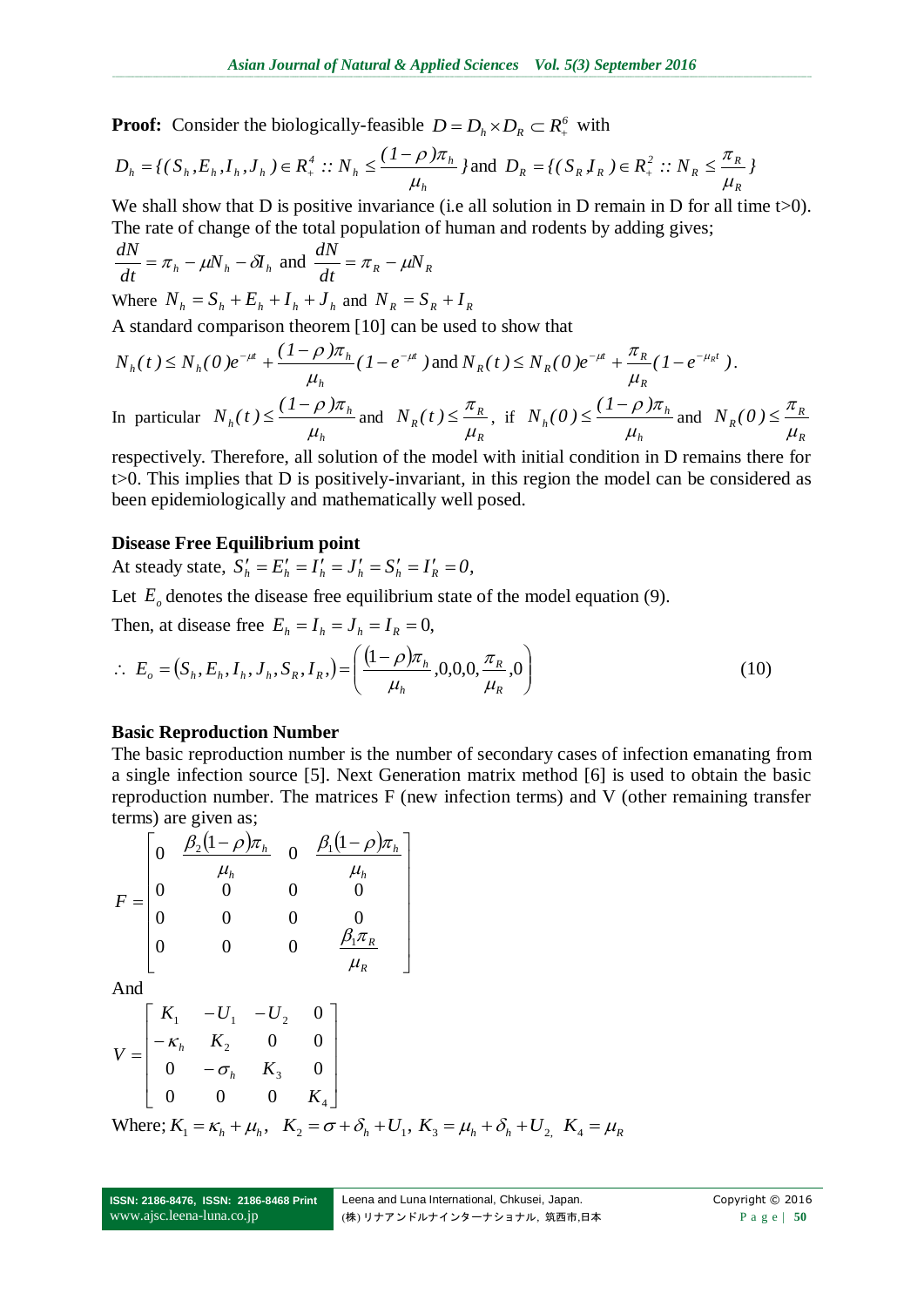**Proof:** Consider the biologically-feasible $D = D_h \times D_R \subset R_+^6$ with

$$D_h = \{(S_h, E_h, I_h, J_h) \in R_+^4 :: N_h \leq \frac{(1-\rho)\pi_h}{\mu_h}\} \text{ and } D_R = \{(S_R, I_R) \in R_+^2 :: N_R \leq \frac{\pi_R}{\mu_R}\}$$

We shall show that D is positive invariance (i.e all solution in D remain in D for all time t>0). The rate of change of the total population of human and rodents by adding gives;

$$\frac{dN}{dt} = \pi_h - \mu N_h - \delta I_h \text{ and } \frac{dN}{dt} = \pi_R - \mu N_R$$

Where $N_h = S_h + E_h + I_h + J_h$ and $N_R = S_R + I_R$

A standard comparison theorem [10] can be used to show that

$$N_h(t) \leq N_h(0)e^{-\mu t} + \frac{(1-\rho)\pi_h}{\mu_h}(1 - e^{-\mu t}) \text{ and } N_R(t) \leq N_R(0)e^{-\mu t} + \frac{\pi_R}{\mu_R}(1 - e^{-\mu_R t}).$$

In particular $N_h(t) \leq \frac{(1-\rho)\pi_h}{\mu_h}$ and $N_R(t) \leq \frac{\pi_R}{\mu_R}$, if $N_h(0) \leq \frac{(1-\rho)\pi_h}{\mu_h}$ and $N_R(0) \leq \frac{\pi_R}{\mu_R}$ respectively. Therefore, all solution of the model with initial condition in D remains there for t>0. This implies that D is positively-invariant, in this region the model can be considered as been epidemiologically and mathematically well posed.

## Disease Free Equilibrium point

At steady state, $S_h' = E_h' = I_h' = J_h' = S_h' = I_R' = 0,$

Let $E_o$ denotes the disease free equilibrium state of the model equation (9).

Then, at disease free $E_h = I_h = J_h = I_R = 0,$

$$\therefore\ E_o = (S_h, E_h, I_h, J_h, S_R, I_R,) = \left(\frac{(1-\rho)\pi_h}{\mu_h}, 0, 0, 0, \frac{\pi_R}{\mu_R}, 0\right) \tag{10}$$

## Basic Reproduction Number

The basic reproduction number is the number of secondary cases of infection emanating from a single infection source [5]. Next Generation matrix method [6] is used to obtain the basic reproduction number. The matrices F (new infection terms) and V (other remaining transfer terms) are given as;

$$F = \begin{bmatrix} 0 & \frac{\beta_2(1-\rho)\pi_h}{\mu_h} & 0 & \frac{\beta_1(1-\rho)\pi_h}{\mu_h} \\ 0 & 0 & 0 & 0 \\ 0 & 0 & 0 & 0 \\ 0 & 0 & 0 & \frac{\beta_1 \pi_R}{\mu_R} \end{bmatrix}$$

And

$$V = \begin{bmatrix} K_1 & -U_1 & -U_2 & 0 \\ -\kappa_h & K_2 & 0 & 0 \\ 0 & -\sigma_h & K_3 & 0 \\ 0 & 0 & 0 & K_4 \end{bmatrix}$$

Where; $K_1 = \kappa_h + \mu_h,\ \ K_2 = \sigma + \delta_h + U_1,\ K_3 = \mu_h + \delta_h + U_2,\ \ K_4 = \mu_R$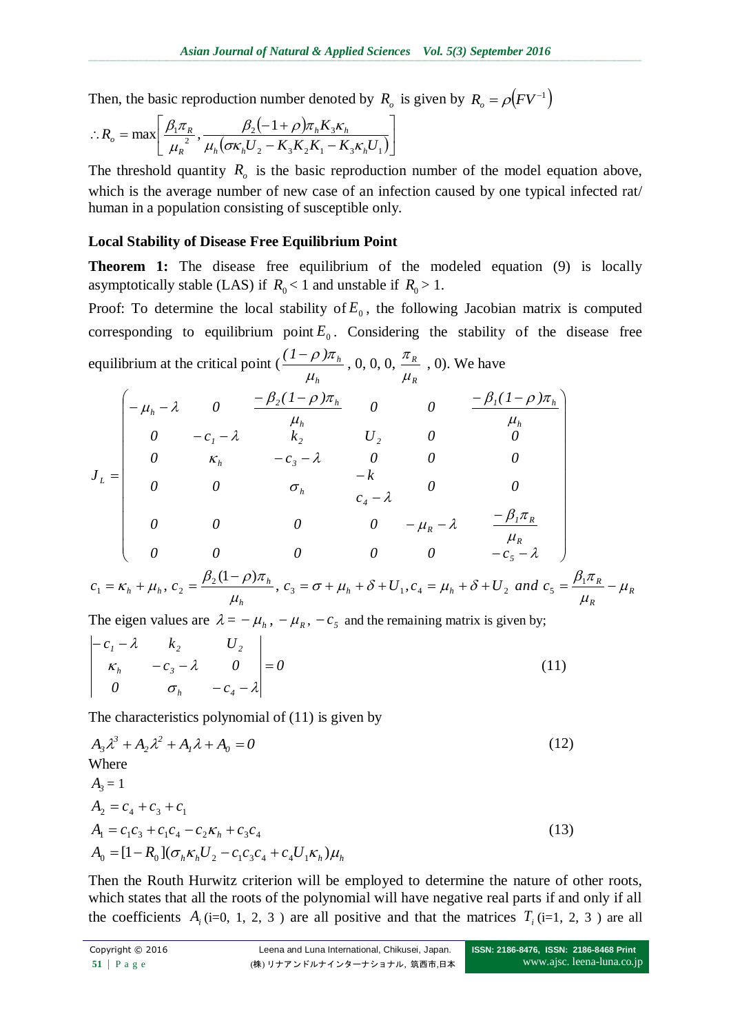Then, the basic reproduction number denoted by $R_o$ is given by $R_o = \rho\left(FV^{-1}\right)$

$$\therefore R_o = \max\left[\frac{\beta_1 \pi_R}{\mu_R^{\ 2}}, \frac{\beta_2(-1+\rho)\pi_h K_3 \kappa_h}{\mu_h(\sigma\kappa_h U_2 - K_3 K_2 K_1 - K_3 \kappa_h U_1)}\right]$$

The threshold quantity $R_o$ is the basic reproduction number of the model equation above, which is the average number of new case of an infection caused by one typical infected rat/ human in a population consisting of susceptible only.

**Local Stability of Disease Free Equilibrium Point**

**Theorem 1:** The disease free equilibrium of the modeled equation (9) is locally asymptotically stable (LAS) if $R_0 < 1$ and unstable if $R_0 > 1$.

Proof: To determine the local stability of $E_0$, the following Jacobian matrix is computed corresponding to equilibrium point $E_0$. Considering the stability of the disease free equilibrium at the critical point ($\frac{(1-\rho)\pi_h}{\mu_h}$, 0, 0, 0, $\frac{\pi_R}{\mu_R}$ , 0). We have

$$J_L = \begin{pmatrix} -\mu_h - \lambda & 0 & \frac{-\beta_2(1-\rho)\pi_h}{\mu_h} & 0 & 0 & \frac{-\beta_1(1-\rho)\pi_h}{\mu_h} \\ 0 & -c_1 - \lambda & k_2 & U_2 & 0 & 0 \\ 0 & \kappa_h & -c_3 - \lambda & 0 & 0 & 0 \\ 0 & 0 & \sigma_h & \begin{matrix} -k \\ c_4 - \lambda \end{matrix} & 0 & 0 \\ 0 & 0 & 0 & 0 & -\mu_R - \lambda & \frac{-\beta_1 \pi_R}{\mu_R} \\ 0 & 0 & 0 & 0 & 0 & -c_5 - \lambda \end{pmatrix}$$

$$c_1 = \kappa_h + \mu_h,\ c_2 = \frac{\beta_2(1-\rho)\pi_h}{\mu_h},\ c_3 = \sigma + \mu_h + \delta + U_1, c_4 = \mu_h + \delta + U_2 \ and\ c_5 = \frac{\beta_1 \pi_R}{\mu_R} - \mu_R$$

The eigen values are $\lambda = -\mu_h, -\mu_R, -c_5$ and the remaining matrix is given by;

$$\begin{vmatrix} -c_1 - \lambda & k_2 & U_2 \\ \kappa_h & -c_3 - \lambda & 0 \\ 0 & \sigma_h & -c_4 - \lambda \end{vmatrix} = 0 \tag{11}$$

The characteristics polynomial of (11) is given by

$$A_3\lambda^3 + A_2\lambda^2 + A_1\lambda + A_0 = 0 \tag{12}$$

Where

$$\begin{aligned} A_3 &= 1 \\ A_2 &= c_4 + c_3 + c_1 \\ A_1 &= c_1 c_3 + c_1 c_4 - c_2 \kappa_h + c_3 c_4 \\ A_0 &= [1 - R_0](\sigma_h \kappa_h U_2 - c_1 c_3 c_4 + c_4 U_1 \kappa_h)\mu_h \end{aligned} \tag{13}$$

Then the Routh Hurwitz criterion will be employed to determine the nature of other roots, which states that all the roots of the polynomial will have negative real parts if and only if all the coefficients $A_i$ (i=0, 1, 2, 3 ) are all positive and that the matrices $T_i$ (i=1, 2, 3 ) are all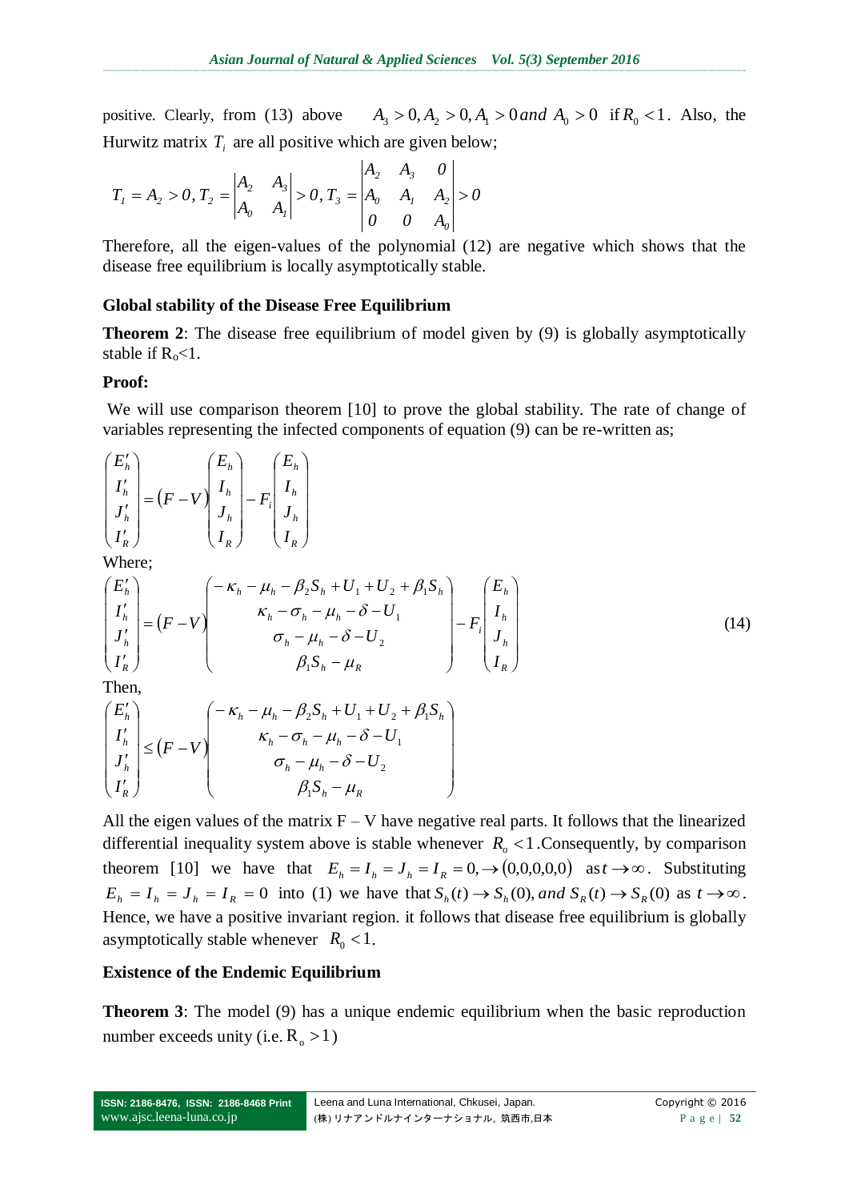positive. Clearly, from (13) above $A_3 > 0, A_2 > 0, A_1 > 0 \, and \, A_0 > 0$ if $R_0 < 1$. Also, the Hurwitz matrix $T_i$ are all positive which are given below;

$$T_1 = A_2 > 0, T_2 = \begin{vmatrix} A_2 & A_3 \\ A_0 & A_1 \end{vmatrix} > 0, T_3 = \begin{vmatrix} A_2 & A_3 & 0 \\ A_0 & A_1 & A_2 \\ 0 & 0 & A_0 \end{vmatrix} > 0$$

Therefore, all the eigen-values of the polynomial (12) are negative which shows that the disease free equilibrium is locally asymptotically stable.

## Global stability of the Disease Free Equilibrium

**Theorem 2**: The disease free equilibrium of model given by (9) is globally asymptotically stable if $R_o<1$.

**Proof:**

We will use comparison theorem [10] to prove the global stability. The rate of change of variables representing the infected components of equation (9) can be re-written as;

$$\begin{pmatrix} E_h' \\ I_h' \\ J_h' \\ I_R' \end{pmatrix} = (F - V)\begin{pmatrix} E_h \\ I_h \\ J_h \\ I_R \end{pmatrix} - F_i \begin{pmatrix} E_h \\ I_h \\ J_h \\ I_R \end{pmatrix}$$

Where;

$$\begin{pmatrix} E_h' \\ I_h' \\ J_h' \\ I_R' \end{pmatrix} = (F - V)\begin{pmatrix} -\kappa_h - \mu_h - \beta_2 S_h + U_1 + U_2 + \beta_1 S_h \\ \kappa_h - \sigma_h - \mu_h - \delta - U_1 \\ \sigma_h - \mu_h - \delta - U_2 \\ \beta_1 S_h - \mu_R \end{pmatrix} - F_i \begin{pmatrix} E_h \\ I_h \\ J_h \\ I_R \end{pmatrix} \tag{14}$$

Then,

$$\begin{pmatrix} E_h' \\ I_h' \\ J_h' \\ I_R' \end{pmatrix} \le (F - V)\begin{pmatrix} -\kappa_h - \mu_h - \beta_2 S_h + U_1 + U_2 + \beta_1 S_h \\ \kappa_h - \sigma_h - \mu_h - \delta - U_1 \\ \sigma_h - \mu_h - \delta - U_2 \\ \beta_1 S_h - \mu_R \end{pmatrix}$$

All the eigen values of the matrix F – V have negative real parts. It follows that the linearized differential inequality system above is stable whenever $R_o < 1$.Consequently, by comparison theorem [10] we have that $E_h = I_h = J_h = I_R = 0, \rightarrow (0,0,0,0,0)$ as $t \rightarrow \infty$. Substituting $E_h = I_h = J_h = I_R = 0$ into (1) we have that $S_h(t) \rightarrow S_h(0), and \; S_R(t) \rightarrow S_R(0)$ as $t \rightarrow \infty$. Hence, we have a positive invariant region. it follows that disease free equilibrium is globally asymptotically stable whenever $R_0 < 1$.

## Existence of the Endemic Equilibrium

**Theorem 3**: The model (9) has a unique endemic equilibrium when the basic reproduction number exceeds unity (i.e. $R_o > 1$)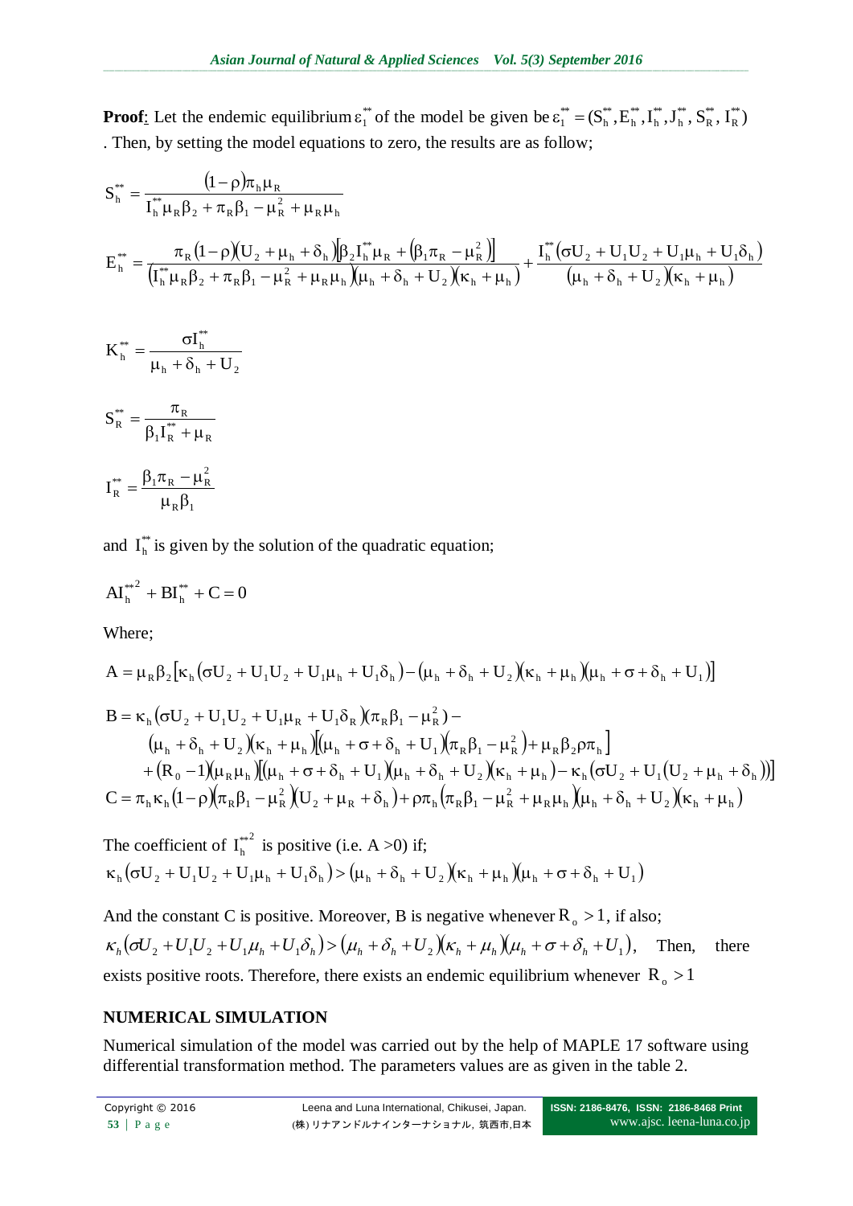**Proof**: Let the endemic equilibrium $\varepsilon_1^{**}$ of the model be given be $\varepsilon_1^{**} = (S_h^{**}, E_h^{**}, I_h^{**}, J_h^{**}, S_R^{**}, I_R^{**})$. Then, by setting the model equations to zero, the results are as follow;

$$S_h^{**} = \frac{(1-\rho)\pi_h \mu_R}{I_h^{**}\mu_R\beta_2 + \pi_R\beta_1 - \mu_R^2 + \mu_R\mu_h}$$

$$E_h^{**} = \frac{\pi_R(1-\rho)(U_2 + \mu_h + \delta_h)\left[\beta_2 I_h^{**}\mu_R + (\beta_1\pi_R - \mu_R^2)\right]}{(I_h^{**}\mu_R\beta_2 + \pi_R\beta_1 - \mu_R^2 + \mu_R\mu_h)(\mu_h + \delta_h + U_2)(\kappa_h + \mu_h)} + \frac{I_h^{**}(\sigma U_2 + U_1U_2 + U_1\mu_h + U_1\delta_h)}{(\mu_h + \delta_h + U_2)(\kappa_h + \mu_h)}$$

$$K_h^{**} = \frac{\sigma I_h^{**}}{\mu_h + \delta_h + U_2}$$

$$S_R^{**} = \frac{\pi_R}{\beta_1 I_R^{**} + \mu_R}$$

$$I_R^{**} = \frac{\beta_1\pi_R - \mu_R^2}{\mu_R\beta_1}$$

and $I_h^{**}$ is given by the solution of the quadratic equation;

$$A I_h^{**2} + B I_h^{**} + C = 0$$

Where;

$$A = \mu_R\beta_2\left[\kappa_h(\sigma U_2 + U_1U_2 + U_1\mu_h + U_1\delta_h) - (\mu_h + \delta_h + U_2)(\kappa_h + \mu_h)(\mu_h + \sigma + \delta_h + U_1)\right]$$

$$\begin{aligned}
B = {} & \kappa_h(\sigma U_2 + U_1U_2 + U_1\mu_R + U_1\delta_R)(\pi_R\beta_1 - \mu_R^2) - \\
& (\mu_h + \delta_h + U_2)(\kappa_h + \mu_h)\left[(\mu_h + \sigma + \delta_h + U_1)(\pi_R\beta_1 - \mu_R^2) + \mu_R\beta_2\rho\pi_h\right] \\
& + (R_0 - 1)(\mu_R\mu_h)\left[(\mu_h + \sigma + \delta_h + U_1)(\mu_h + \delta_h + U_2)(\kappa_h + \mu_h) - \kappa_h(\sigma U_2 + U_1(U_2 + \mu_h + \delta_h))\right]
\end{aligned}$$

$$C = \pi_h\kappa_h(1-\rho)(\pi_R\beta_1 - \mu_R^2)(U_2 + \mu_R + \delta_h) + \rho\pi_h(\pi_R\beta_1 - \mu_R^2 + \mu_R\mu_h)(\mu_h + \delta_h + U_2)(\kappa_h + \mu_h)$$

The coefficient of $I_h^{**2}$ is positive (i.e. $A > 0$) if;
$\kappa_h(\sigma U_2 + U_1U_2 + U_1\mu_h + U_1\delta_h) > (\mu_h + \delta_h + U_2)(\kappa_h + \mu_h)(\mu_h + \sigma + \delta_h + U_1)$

And the constant C is positive. Moreover, B is negative whenever $R_o > 1$, if also; $\kappa_h(\sigma U_2 + U_1U_2 + U_1\mu_h + U_1\delta_h) > (\mu_h + \delta_h + U_2)(\kappa_h + \mu_h)(\mu_h + \sigma + \delta_h + U_1)$, Then, there exists positive roots. Therefore, there exists an endemic equilibrium whenever $R_o > 1$

## NUMERICAL SIMULATION

Numerical simulation of the model was carried out by the help of MAPLE 17 software using differential transformation method. The parameters values are as given in the table 2.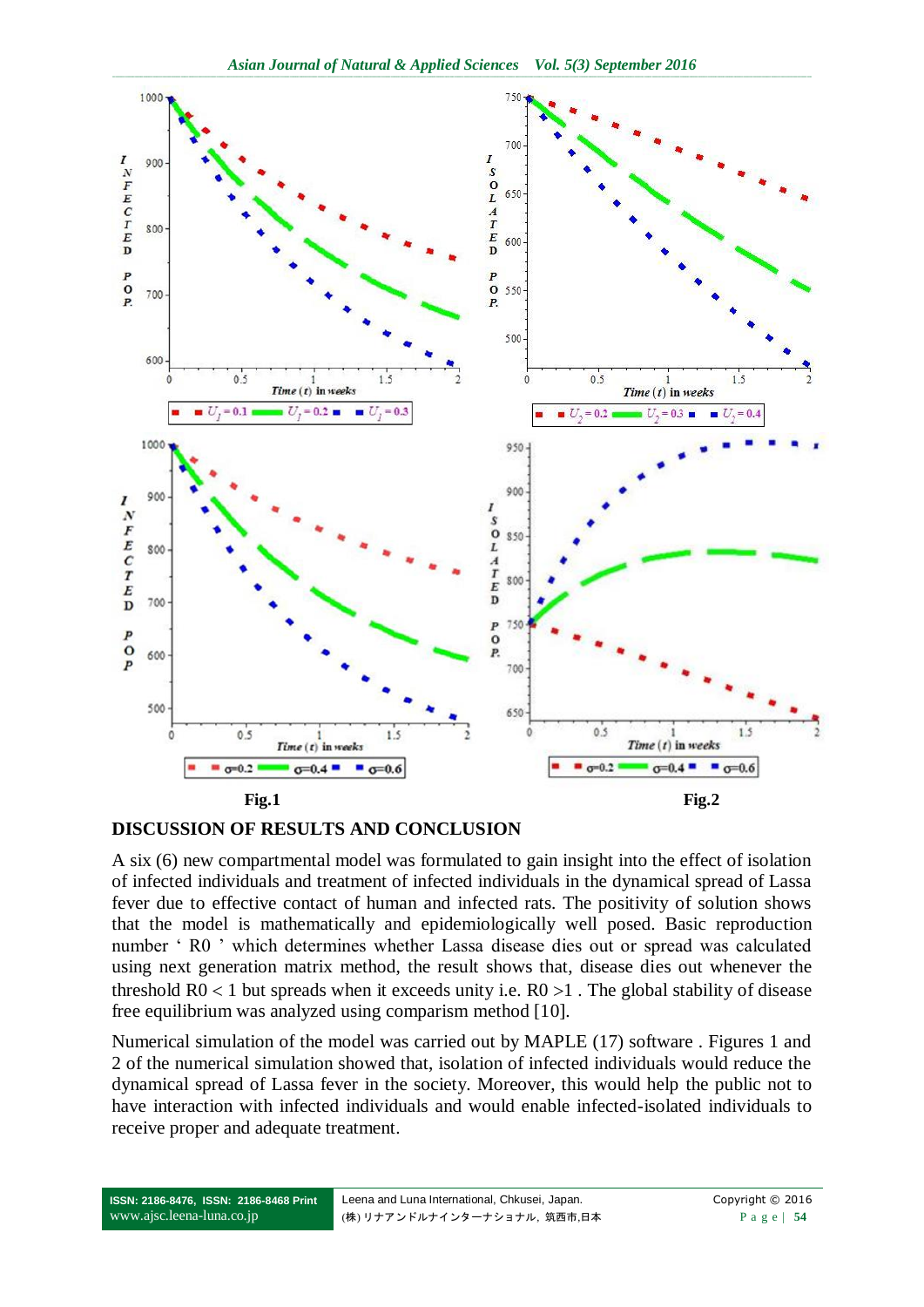Fig.1

Fig.2

## DISCUSSION OF RESULTS AND CONCLUSION

A six (6) new compartmental model was formulated to gain insight into the effect of isolation of infected individuals and treatment of infected individuals in the dynamical spread of Lassa fever due to effective contact of human and infected rats. The positivity of solution shows that the model is mathematically and epidemiologically well posed. Basic reproduction number ' R0 ' which determines whether Lassa disease dies out or spread was calculated using next generation matrix method, the result shows that, disease dies out whenever the threshold $R0 < 1$ but spreads when it exceeds unity i.e. $R0 > 1$ . The global stability of disease free equilibrium was analyzed using comparism method [10].

Numerical simulation of the model was carried out by MAPLE (17) software . Figures 1 and 2 of the numerical simulation showed that, isolation of infected individuals would reduce the dynamical spread of Lassa fever in the society. Moreover, this would help the public not to have interaction with infected individuals and would enable infected-isolated individuals to receive proper and adequate treatment.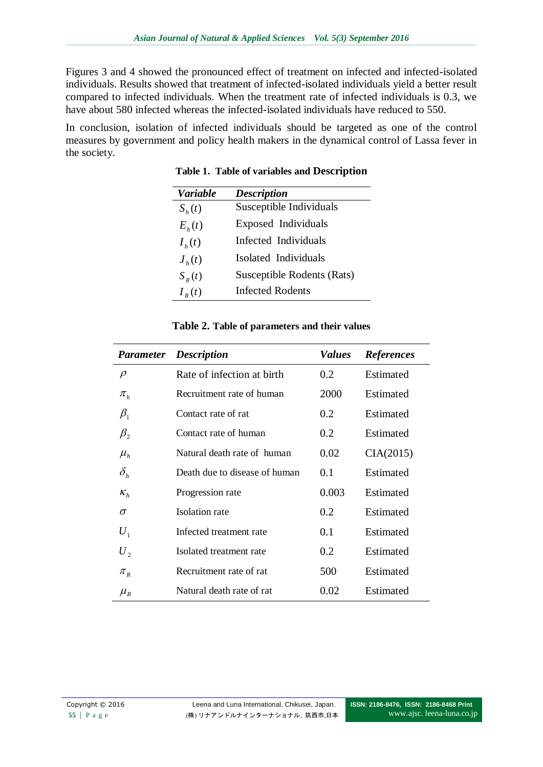Figures 3 and 4 showed the pronounced effect of treatment on infected and infected-isolated individuals. Results showed that treatment of infected-isolated individuals yield a better result compared to infected individuals. When the treatment rate of infected individuals is 0.3, we have about 580 infected whereas the infected-isolated individuals have reduced to 550.

In conclusion, isolation of infected individuals should be targeted as one of the control measures by government and policy health makers in the dynamical control of Lassa fever in the society.

**Table 1. Table of variables and Description**

| *Variable* | *Description* |
|---|---|
| $S_h(t)$ | Susceptible Individuals |
| $E_h(t)$ | Exposed Individuals |
| $I_h(t)$ | Infected Individuals |
| $J_h(t)$ | Isolated Individuals |
| $S_R(t)$ | Susceptible Rodents (Rats) |
| $I_R(t)$ | Infected Rodents |

**Table 2. Table of parameters and their values**

| *Parameter* | *Description* | *Values* | *References* |
|---|---|---|---|
| $\rho$ | Rate of infection at birth | 0.2 | Estimated |
| $\pi_h$ | Recruitment rate of human | 2000 | Estimated |
| $\beta_1$ | Contact rate of rat | 0.2 | Estimated |
| $\beta_2$ | Contact rate of human | 0.2 | Estimated |
| $\mu_h$ | Natural death rate of human | 0.02 | CIA(2015) |
| $\delta_h$ | Death due to disease of human | 0.1 | Estimated |
| $\kappa_h$ | Progression rate | 0.003 | Estimated |
| $\sigma$ | Isolation rate | 0.2 | Estimated |
| $U_1$ | Infected treatment rate | 0.1 | Estimated |
| $U_2$ | Isolated treatment rate | 0.2 | Estimated |
| $\pi_R$ | Recruitment rate of rat | 500 | Estimated |
| $\mu_R$ | Natural death rate of rat | 0.02 | Estimated |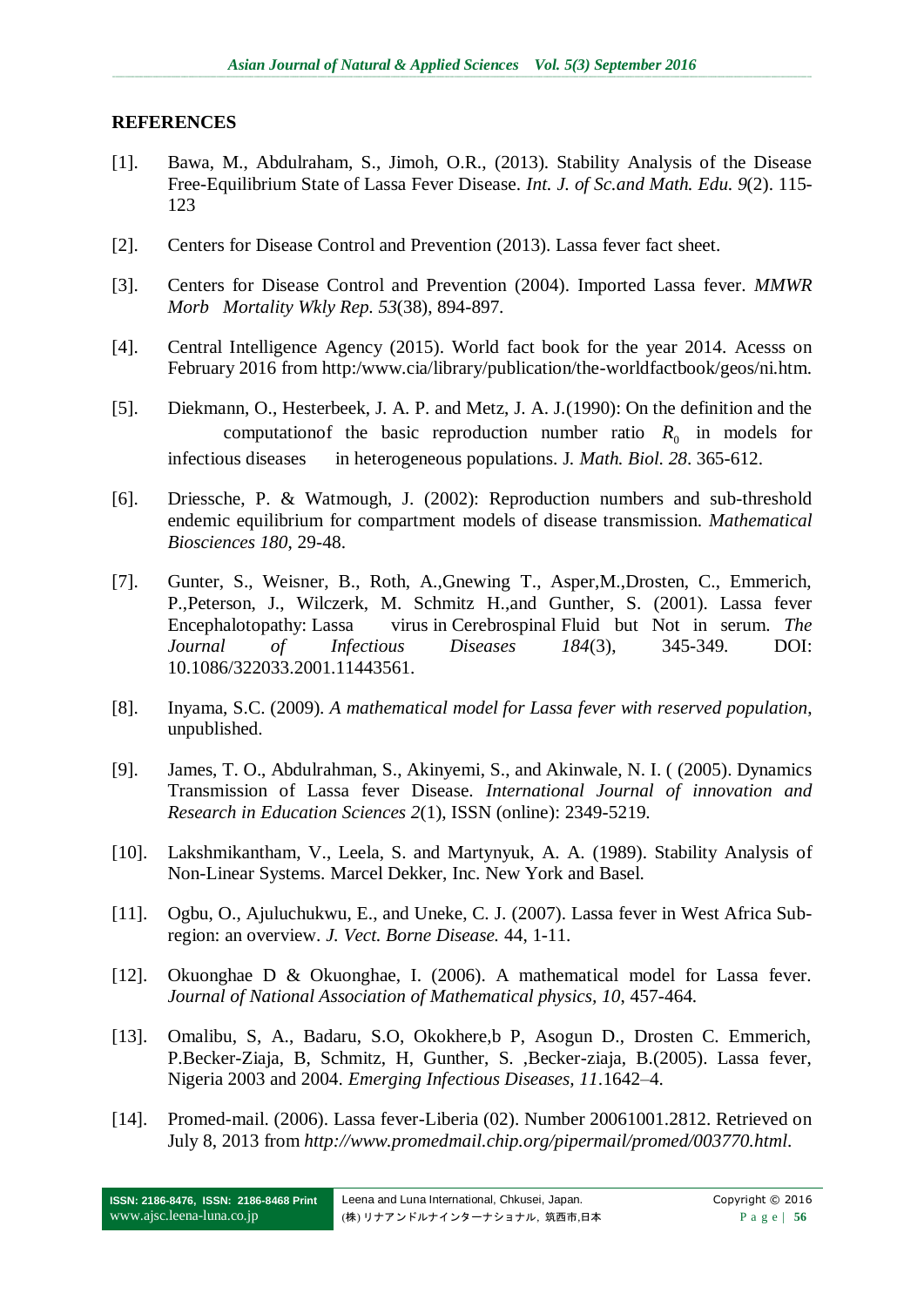**REFERENCES**

[1]. Bawa, M., Abdulraham, S., Jimoh, O.R., (2013). Stability Analysis of the Disease Free-Equilibrium State of Lassa Fever Disease. *Int. J. of Sc.and Math. Edu. 9*(2). 115-123

[2]. Centers for Disease Control and Prevention (2013). Lassa fever fact sheet.

[3]. Centers for Disease Control and Prevention (2004). Imported Lassa fever. *MMWR Morb Mortality Wkly Rep. 53*(38), 894-897.

[4]. Central Intelligence Agency (2015). World fact book for the year 2014. Acesss on February 2016 from http:/www.cia/library/publication/the-worldfactbook/geos/ni.htm.

[5]. Diekmann, O., Hesterbeek, J. A. P. and Metz, J. A. J.(1990): On the definition and the computationof the basic reproduction number ratio $R_0$ in models for infectious diseases in heterogeneous populations. J*. Math. Biol. 28*. 365-612.

[6]. Driessche, P. & Watmough, J. (2002): Reproduction numbers and sub-threshold endemic equilibrium for compartment models of disease transmission. *Mathematical Biosciences 180*, 29-48.

[7]. Gunter, S., Weisner, B., Roth, A.,Gnewing T., Asper,M.,Drosten, C., Emmerich, P.,Peterson, J., Wilczerk, M. Schmitz H.,and Gunther, S. (2001). Lassa fever Encephalotopathy: Lassa virus in Cerebrospinal Fluid but Not in serum. *The Journal of Infectious Diseases 184*(3), 345-349. DOI: 10.1086/322033.2001.11443561.

[8]. Inyama, S.C. (2009). *A mathematical model for Lassa fever with reserved population*, unpublished.

[9]. James, T. O., Abdulrahman, S., Akinyemi, S., and Akinwale, N. I. ( (2005). Dynamics Transmission of Lassa fever Disease. *International Journal of innovation and Research in Education Sciences 2*(1), ISSN (online): 2349-5219.

[10]. Lakshmikantham, V., Leela, S. and Martynyuk, A. A. (1989). Stability Analysis of Non-Linear Systems. Marcel Dekker, Inc. New York and Basel.

[11]. Ogbu, O., Ajuluchukwu, E., and Uneke, C. J. (2007). Lassa fever in West Africa Sub-region: an overview. *J. Vect. Borne Disease.* 44, 1-11.

[12]. Okuonghae D & Okuonghae, I. (2006). A mathematical model for Lassa fever. *Journal of National Association of Mathematical physics, 10*, 457-464.

[13]. Omalibu, S, A., Badaru, S.O, Okokhere,b P, Asogun D., Drosten C. Emmerich, P.Becker-Ziaja, B, Schmitz, H, Gunther, S. ,Becker-ziaja, B.(2005). Lassa fever, Nigeria 2003 and 2004. *Emerging Infectious Diseases, 11*.1642–4.

[14]. Promed-mail. (2006). Lassa fever-Liberia (02). Number 20061001.2812. Retrieved on July 8, 2013 from *http://www.promedmail.chip.org/pipermail/promed/003770.html*.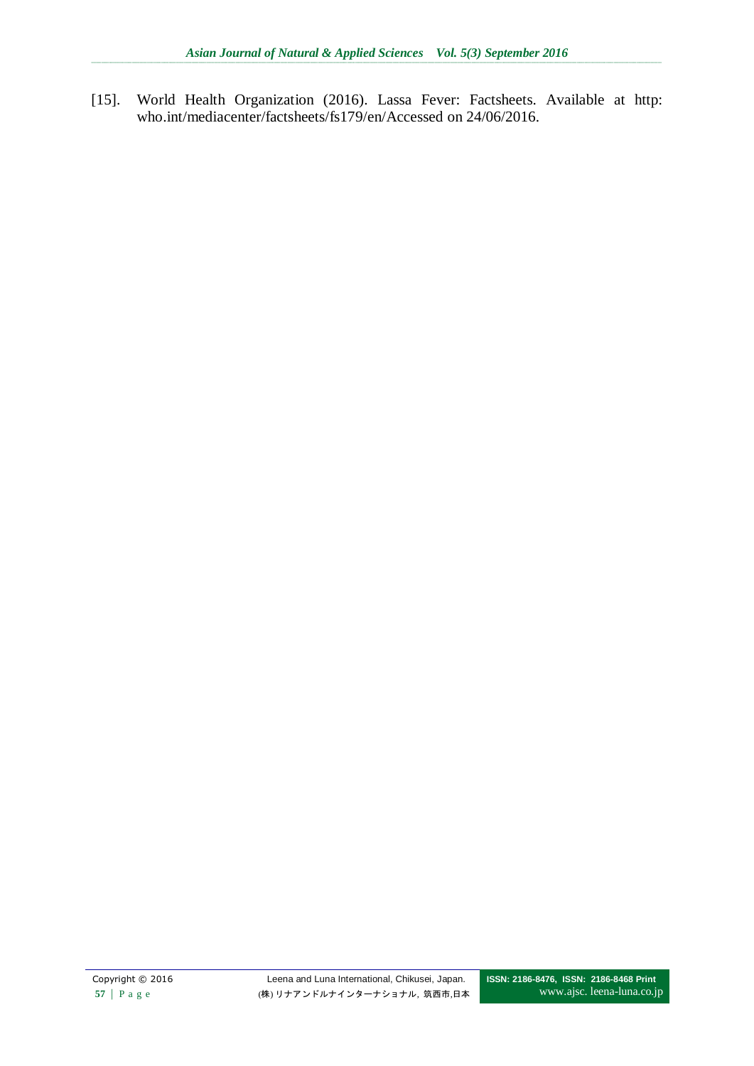[15]. World Health Organization (2016). Lassa Fever: Factsheets. Available at http: who.int/mediacenter/factsheets/fs179/en/Accessed on 24/06/2016.